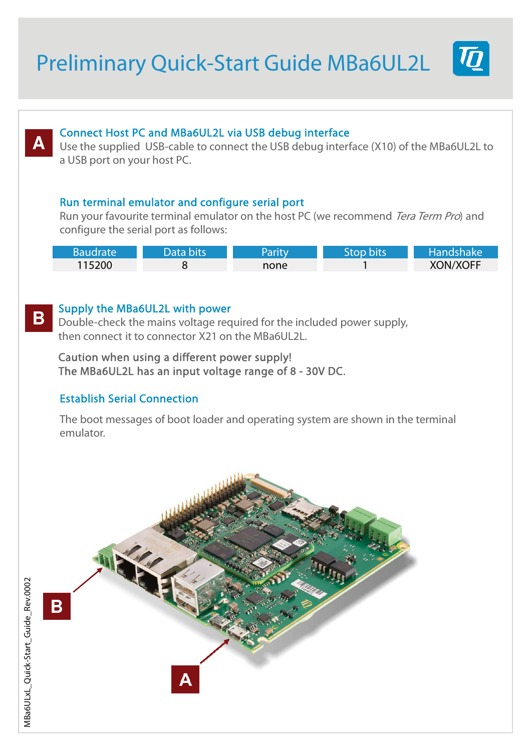# Preliminary Quick-Start Guide MBa6UL2L

**A**

### Connect Host PC and MBa6UL2L via USB debug interface

Use the supplied USB-cable to connect the USB debug interface (X10) of the MBa6UL2L to a USB port on your host PC.

### Run terminal emulator and configure serial port

Run your favourite terminal emulator on the host PC (we recommend *Tera Term Pro*) and configure the serial port as follows:

| Baudrate | Data bits | Parity | Stop bits | Handshake |
|---|---|---|---|---|
| 115200 | 8 | none | 1 | XON/XOFF |

**B**

### Supply the MBa6UL2L with power

Double-check the mains voltage required for the included power supply, then connect it to connector X21 on the MBa6UL2L.

**Caution when using a different power supply!**
**The MBa6UL2L has an input voltage range of 8 - 30V DC.**

### Establish Serial Connection

The boot messages of boot loader and operating system are shown in the terminal emulator.

MBa6ULxL_Quick-Start_Guide_Rev.0002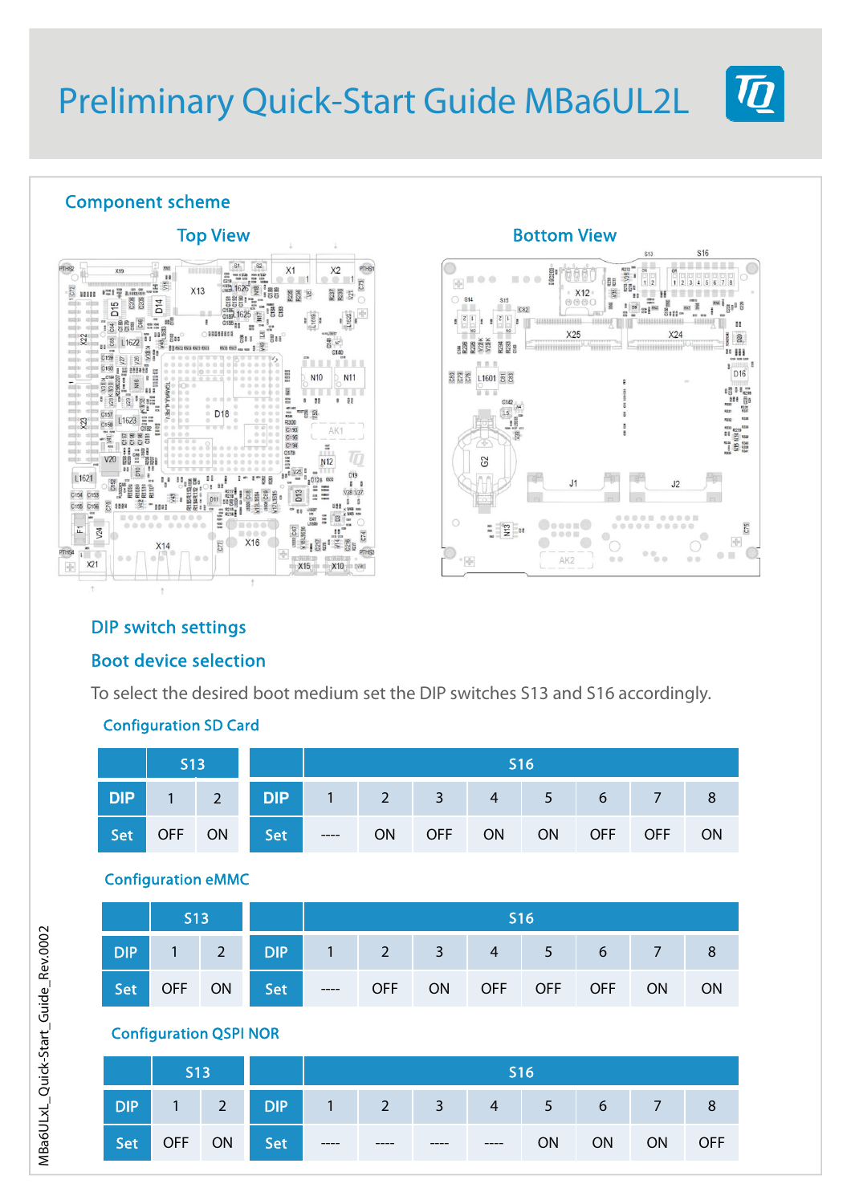# Preliminary Quick-Start Guide MBa6UL2L

## Component scheme

Top View

Bottom View

## DIP switch settings

## Boot device selection

To select the desired boot medium set the DIP switches S13 and S16 accordingly.

### Configuration SD Card

| | S13 | |
|---|---|---|
| DIP | 1 | 2 |
| Set | OFF | ON |

| | S16 | | | | | | | |
|---|---|---|---|---|---|---|---|---|
| DIP | 1 | 2 | 3 | 4 | 5 | 6 | 7 | 8 |
| Set | ---- | ON | OFF | ON | ON | OFF | OFF | ON |

### Configuration eMMC

| | S13 | |
|---|---|---|
| DIP | 1 | 2 |
| Set | OFF | ON |

| | S16 | | | | | | | |
|---|---|---|---|---|---|---|---|---|
| DIP | 1 | 2 | 3 | 4 | 5 | 6 | 7 | 8 |
| Set | ---- | OFF | ON | OFF | OFF | OFF | ON | ON |

### Configuration QSPI NOR

| | S13 | |
|---|---|---|
| DIP | 1 | 2 |
| Set | OFF | ON |

| | S16 | | | | | | | |
|---|---|---|---|---|---|---|---|---|
| DIP | 1 | 2 | 3 | 4 | 5 | 6 | 7 | 8 |
| Set | ---- | ---- | ---- | ---- | ON | ON | ON | OFF |

MBa6ULxL_Quick-Start_Guide_Rev.0002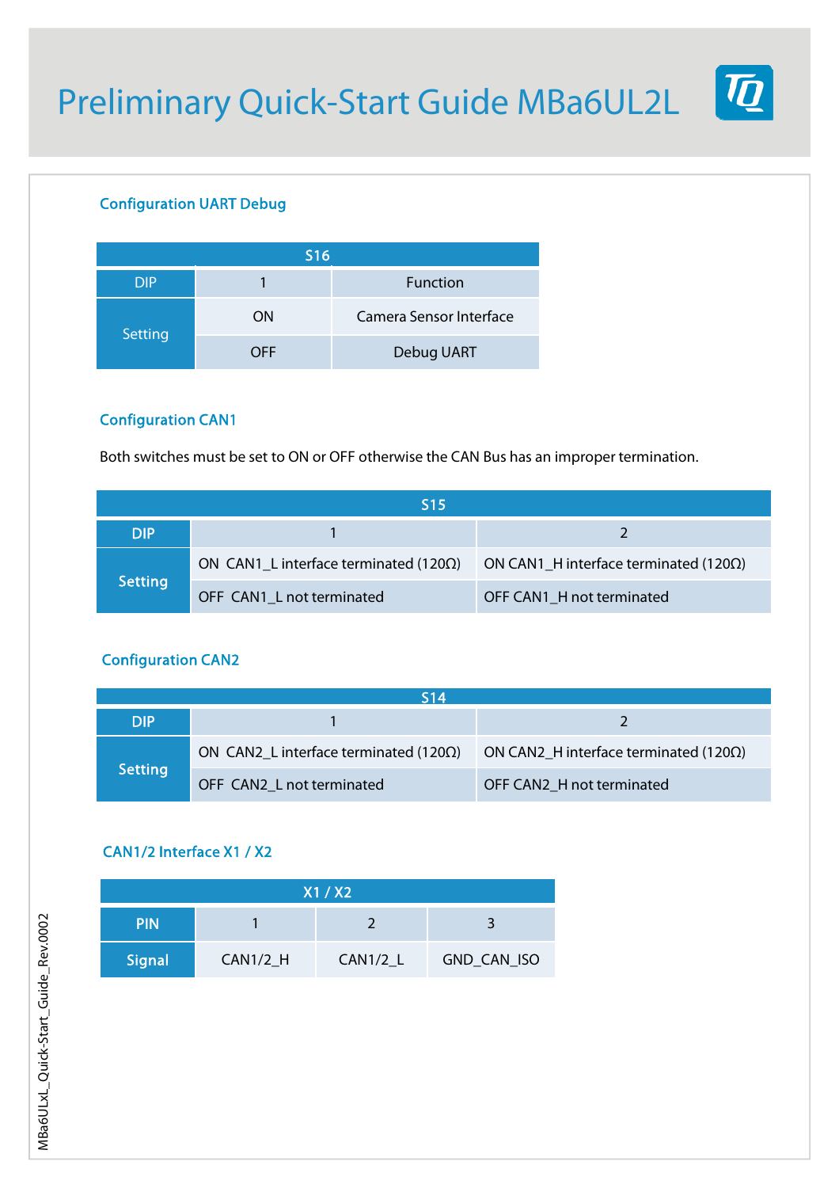# Preliminary Quick-Start Guide MBa6UL2L

## Configuration UART Debug

| S16 | | |
|---|---|---|
| DIP | 1 | Function |
| Setting | ON | Camera Sensor Interface |
| | OFF | Debug UART |

## Configuration CAN1

Both switches must be set to ON or OFF otherwise the CAN Bus has an improper termination.

| S15 | | |
|---|---|---|
| DIP | 1 | 2 |
| Setting | ON CAN1_L interface terminated (120Ω) | ON CAN1_H interface terminated (120Ω) |
| | OFF CAN1_L not terminated | OFF CAN1_H not terminated |

## Configuration CAN2

| S14 | | |
|---|---|---|
| DIP | 1 | 2 |
| Setting | ON CAN2_L interface terminated (120Ω) | ON CAN2_H interface terminated (120Ω) |
| | OFF CAN2_L not terminated | OFF CAN2_H not terminated |

## CAN1/2 Interface X1 / X2

| X1 / X2 | | | |
|---|---|---|---|
| PIN | 1 | 2 | 3 |
| Signal | CAN1/2_H | CAN1/2_L | GND_CAN_ISO |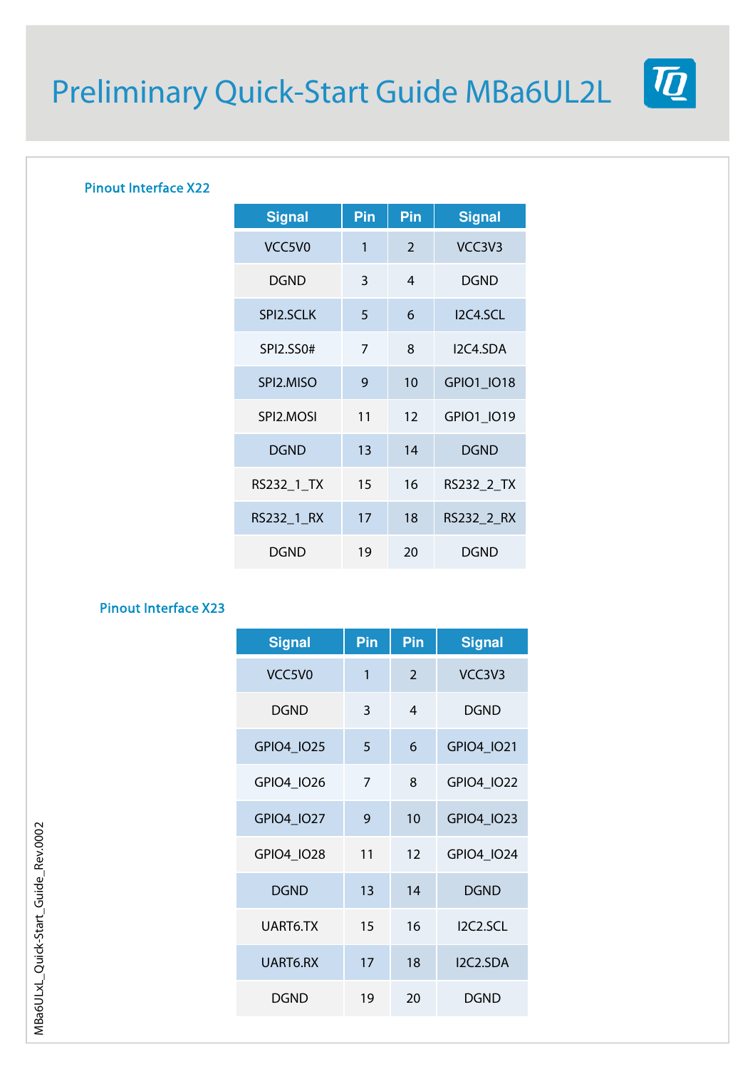# Preliminary Quick-Start Guide MBa6UL2L

## Pinout Interface X22

| Signal | Pin | Pin | Signal |
|---|---|---|---|
| VCC5V0 | 1 | 2 | VCC3V3 |
| DGND | 3 | 4 | DGND |
| SPI2.SCLK | 5 | 6 | I2C4.SCL |
| SPI2.SS0# | 7 | 8 | I2C4.SDA |
| SPI2.MISO | 9 | 10 | GPIO1_IO18 |
| SPI2.MOSI | 11 | 12 | GPIO1_IO19 |
| DGND | 13 | 14 | DGND |
| RS232_1_TX | 15 | 16 | RS232_2_TX |
| RS232_1_RX | 17 | 18 | RS232_2_RX |
| DGND | 19 | 20 | DGND |

## Pinout Interface X23

| Signal | Pin | Pin | Signal |
|---|---|---|---|
| VCC5V0 | 1 | 2 | VCC3V3 |
| DGND | 3 | 4 | DGND |
| GPIO4_IO25 | 5 | 6 | GPIO4_IO21 |
| GPIO4_IO26 | 7 | 8 | GPIO4_IO22 |
| GPIO4_IO27 | 9 | 10 | GPIO4_IO23 |
| GPIO4_IO28 | 11 | 12 | GPIO4_IO24 |
| DGND | 13 | 14 | DGND |
| UART6.TX | 15 | 16 | I2C2.SCL |
| UART6.RX | 17 | 18 | I2C2.SDA |
| DGND | 19 | 20 | DGND |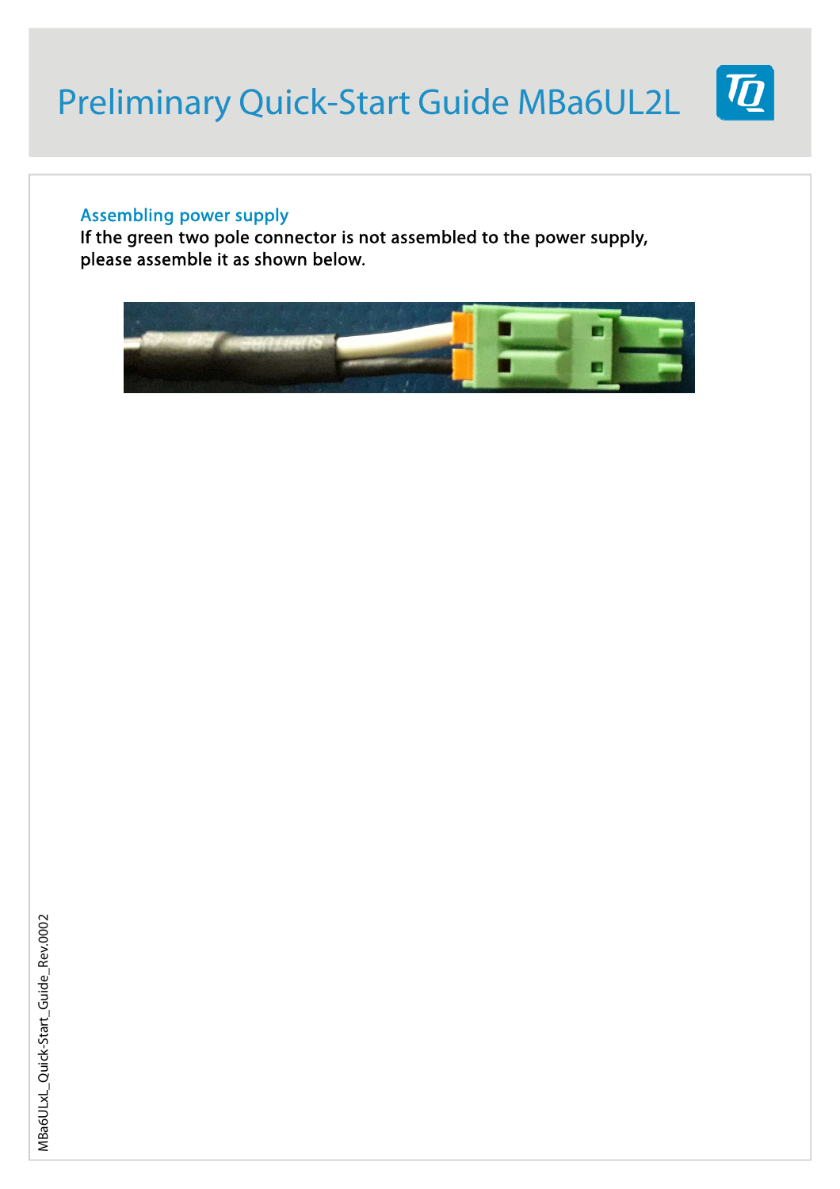## Assembling power supply

If the green two pole connector is not assembled to the power supply, please assemble it as shown below.